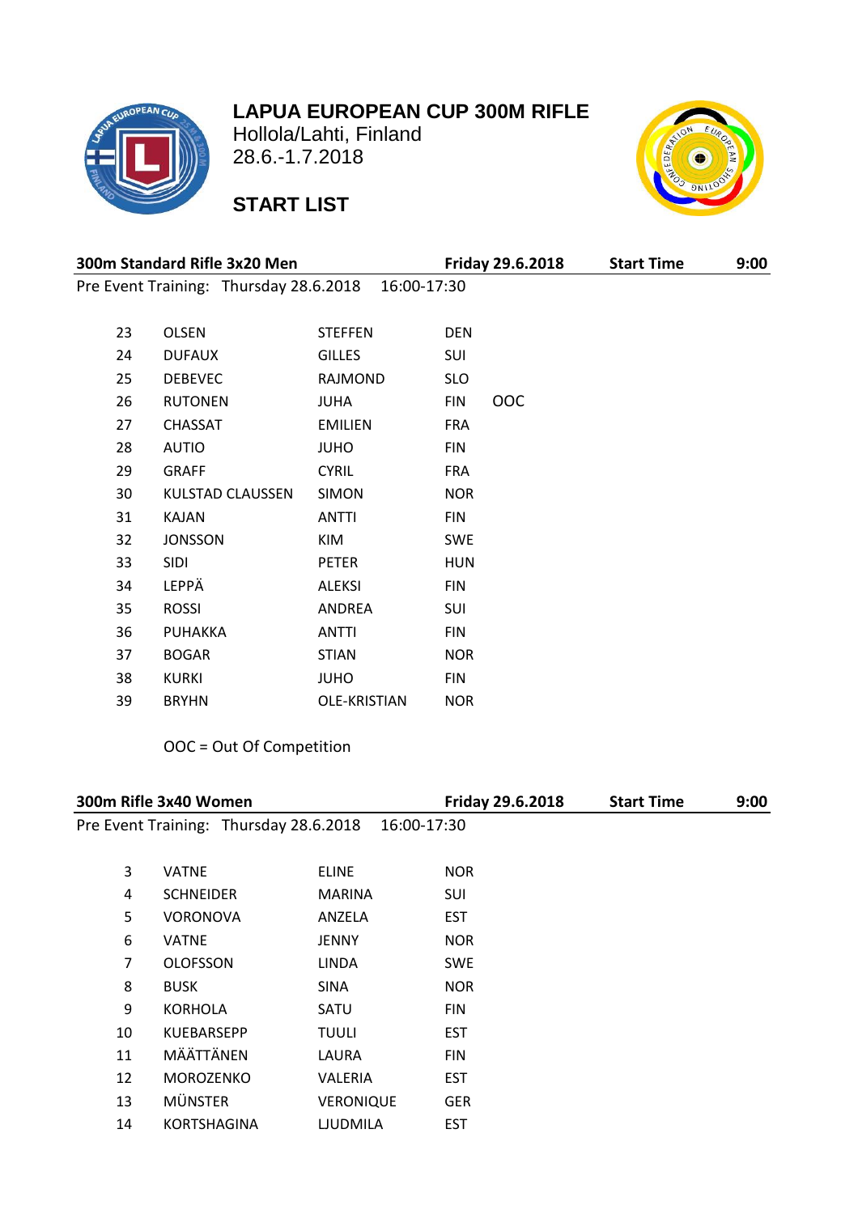# LAPUA EUROPEAN CUP 300M RIFLE

Hollola/Lahti, Finland
28.6.-1.7.2018

## START LIST

**300m Standard Rifle 3x20 Men** — **Friday 29.6.2018** — **Start Time** **9:00**

Pre Event Training: Thursday 28.6.2018 16:00-17:30

| | | | | |
|---|---|---|---|---|
| 23 | OLSEN | STEFFEN | DEN | |
| 24 | DUFAUX | GILLES | SUI | |
| 25 | DEBEVEC | RAJMOND | SLO | |
| 26 | RUTONEN | JUHA | FIN | OOC |
| 27 | CHASSAT | EMILIEN | FRA | |
| 28 | AUTIO | JUHO | FIN | |
| 29 | GRAFF | CYRIL | FRA | |
| 30 | KULSTAD CLAUSSEN | SIMON | NOR | |
| 31 | KAJAN | ANTTI | FIN | |
| 32 | JONSSON | KIM | SWE | |
| 33 | SIDI | PETER | HUN | |
| 34 | LEPPÄ | ALEKSI | FIN | |
| 35 | ROSSI | ANDREA | SUI | |
| 36 | PUHAKKA | ANTTI | FIN | |
| 37 | BOGAR | STIAN | NOR | |
| 38 | KURKI | JUHO | FIN | |
| 39 | BRYHN | OLE-KRISTIAN | NOR | |

OOC = Out Of Competition

**300m Rifle 3x40 Women** — **Friday 29.6.2018** — **Start Time** **9:00**

Pre Event Training: Thursday 28.6.2018 16:00-17:30

| | | | |
|---|---|---|---|
| 3 | VATNE | ELINE | NOR |
| 4 | SCHNEIDER | MARINA | SUI |
| 5 | VORONOVA | ANZELA | EST |
| 6 | VATNE | JENNY | NOR |
| 7 | OLOFSSON | LINDA | SWE |
| 8 | BUSK | SINA | NOR |
| 9 | KORHOLA | SATU | FIN |
| 10 | KUEBARSEPP | TUULI | EST |
| 11 | MÄÄTTÄNEN | LAURA | FIN |
| 12 | MOROZENKO | VALERIA | EST |
| 13 | MÜNSTER | VERONIQUE | GER |
| 14 | KORTSHAGINA | LJUDMILA | EST |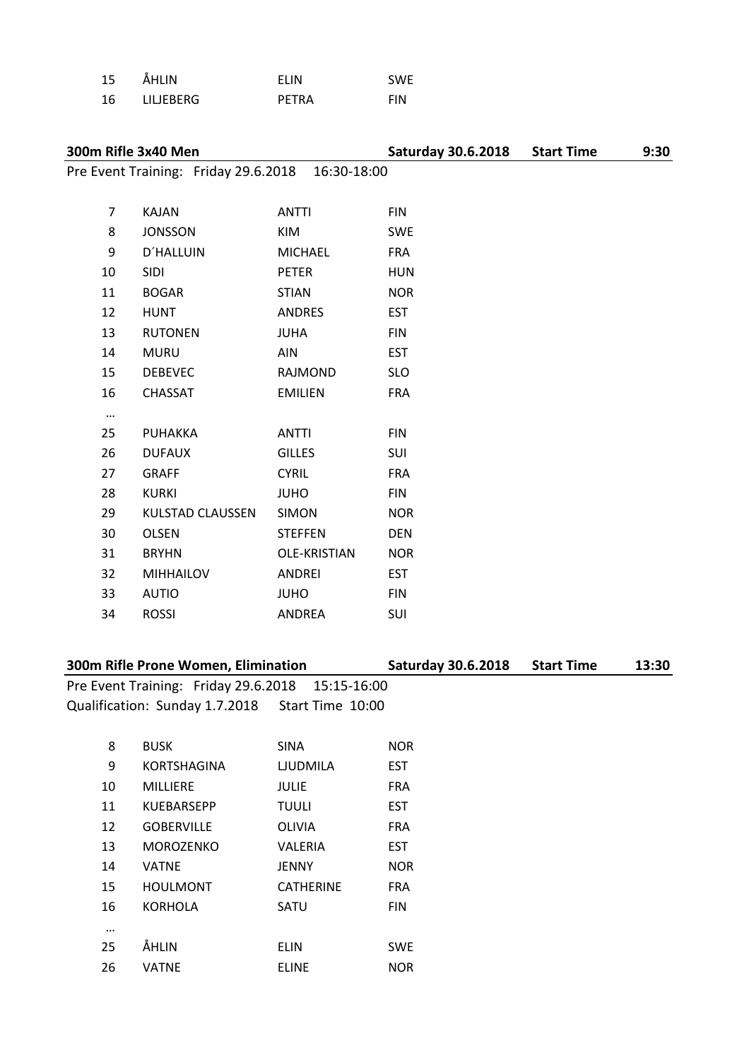| | | | |
|---|---|---|---|
| 15 | ÅHLIN | ELIN | SWE |
| 16 | LILJEBERG | PETRA | FIN |

**300m Rifle 3x40 Men** — **Saturday 30.6.2018** — **Start Time 9:30**

Pre Event Training: Friday 29.6.2018 16:30-18:00

| | | | |
|---|---|---|---|
| 7 | KAJAN | ANTTI | FIN |
| 8 | JONSSON | KIM | SWE |
| 9 | D´HALLUIN | MICHAEL | FRA |
| 10 | SIDI | PETER | HUN |
| 11 | BOGAR | STIAN | NOR |
| 12 | HUNT | ANDRES | EST |
| 13 | RUTONEN | JUHA | FIN |
| 14 | MURU | AIN | EST |
| 15 | DEBEVEC | RAJMOND | SLO |
| 16 | CHASSAT | EMILIEN | FRA |
| … | | | |
| 25 | PUHAKKA | ANTTI | FIN |
| 26 | DUFAUX | GILLES | SUI |
| 27 | GRAFF | CYRIL | FRA |
| 28 | KURKI | JUHO | FIN |
| 29 | KULSTAD CLAUSSEN | SIMON | NOR |
| 30 | OLSEN | STEFFEN | DEN |
| 31 | BRYHN | OLE-KRISTIAN | NOR |
| 32 | MIHHAILOV | ANDREI | EST |
| 33 | AUTIO | JUHO | FIN |
| 34 | ROSSI | ANDREA | SUI |

**300m Rifle Prone Women, Elimination** — **Saturday 30.6.2018** — **Start Time 13:30**

Pre Event Training: Friday 29.6.2018 15:15-16:00

Qualification: Sunday 1.7.2018 Start Time 10:00

| | | | |
|---|---|---|---|
| 8 | BUSK | SINA | NOR |
| 9 | KORTSHAGINA | LJUDMILA | EST |
| 10 | MILLIERE | JULIE | FRA |
| 11 | KUEBARSEPP | TUULI | EST |
| 12 | GOBERVILLE | OLIVIA | FRA |
| 13 | MOROZENKO | VALERIA | EST |
| 14 | VATNE | JENNY | NOR |
| 15 | HOULMONT | CATHERINE | FRA |
| 16 | KORHOLA | SATU | FIN |
| … | | | |
| 25 | ÅHLIN | ELIN | SWE |
| 26 | VATNE | ELINE | NOR |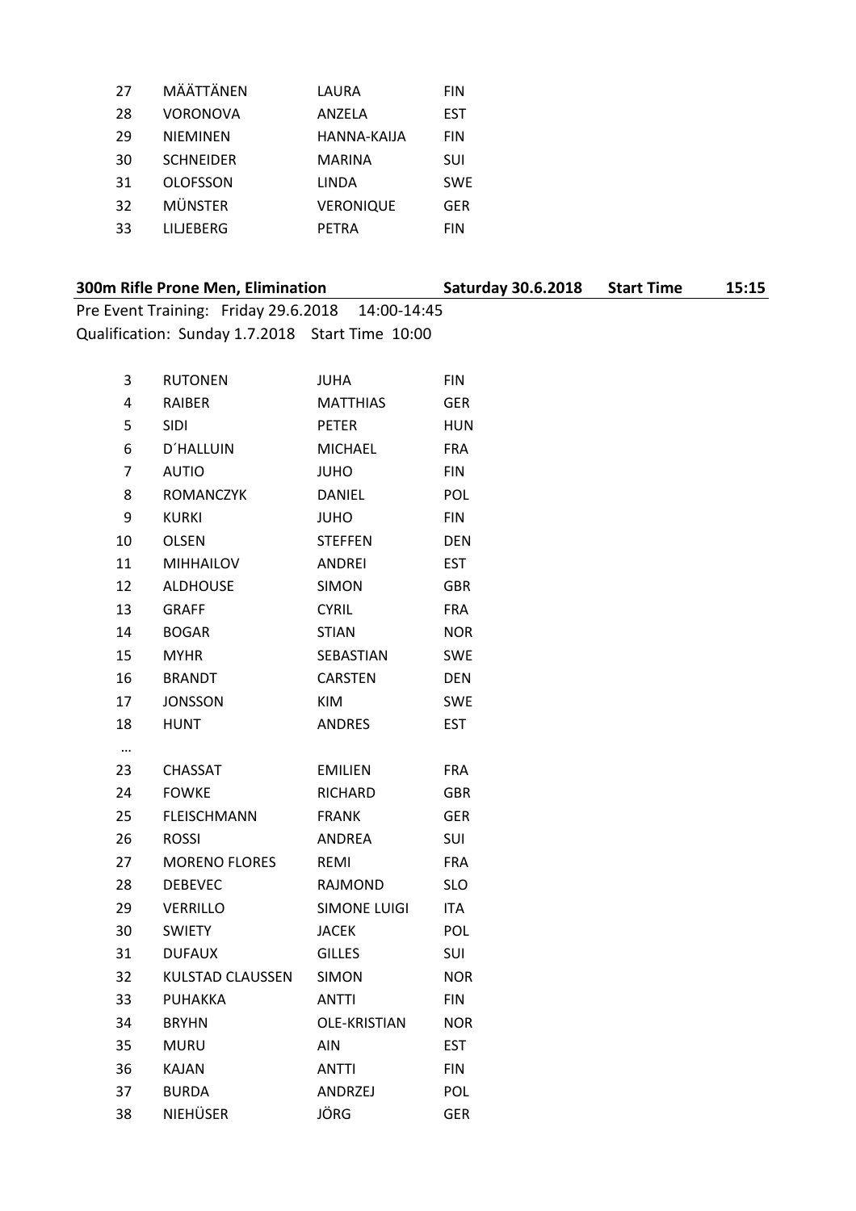| | | | |
|---|---|---|---|
| 27 | MÄÄTTÄNEN | LAURA | FIN |
| 28 | VORONOVA | ANZELA | EST |
| 29 | NIEMINEN | HANNA-KAIJA | FIN |
| 30 | SCHNEIDER | MARINA | SUI |
| 31 | OLOFSSON | LINDA | SWE |
| 32 | MÜNSTER | VERONIQUE | GER |
| 33 | LILJEBERG | PETRA | FIN |

**300m Rifle Prone Men, Elimination** **Saturday 30.6.2018** **Start Time** **15:15**

Pre Event Training: Friday 29.6.2018 14:00-14:45

Qualification: Sunday 1.7.2018 Start Time 10:00

| | | | |
|---|---|---|---|
| 3 | RUTONEN | JUHA | FIN |
| 4 | RAIBER | MATTHIAS | GER |
| 5 | SIDI | PETER | HUN |
| 6 | D´HALLUIN | MICHAEL | FRA |
| 7 | AUTIO | JUHO | FIN |
| 8 | ROMANCZYK | DANIEL | POL |
| 9 | KURKI | JUHO | FIN |
| 10 | OLSEN | STEFFEN | DEN |
| 11 | MIHHAILOV | ANDREI | EST |
| 12 | ALDHOUSE | SIMON | GBR |
| 13 | GRAFF | CYRIL | FRA |
| 14 | BOGAR | STIAN | NOR |
| 15 | MYHR | SEBASTIAN | SWE |
| 16 | BRANDT | CARSTEN | DEN |
| 17 | JONSSON | KIM | SWE |
| 18 | HUNT | ANDRES | EST |
| ... | | | |
| 23 | CHASSAT | EMILIEN | FRA |
| 24 | FOWKE | RICHARD | GBR |
| 25 | FLEISCHMANN | FRANK | GER |
| 26 | ROSSI | ANDREA | SUI |
| 27 | MORENO FLORES | REMI | FRA |
| 28 | DEBEVEC | RAJMOND | SLO |
| 29 | VERRILLO | SIMONE LUIGI | ITA |
| 30 | SWIETY | JACEK | POL |
| 31 | DUFAUX | GILLES | SUI |
| 32 | KULSTAD CLAUSSEN | SIMON | NOR |
| 33 | PUHAKKA | ANTTI | FIN |
| 34 | BRYHN | OLE-KRISTIAN | NOR |
| 35 | MURU | AIN | EST |
| 36 | KAJAN | ANTTI | FIN |
| 37 | BURDA | ANDRZEJ | POL |
| 38 | NIEHÜSER | JÖRG | GER |